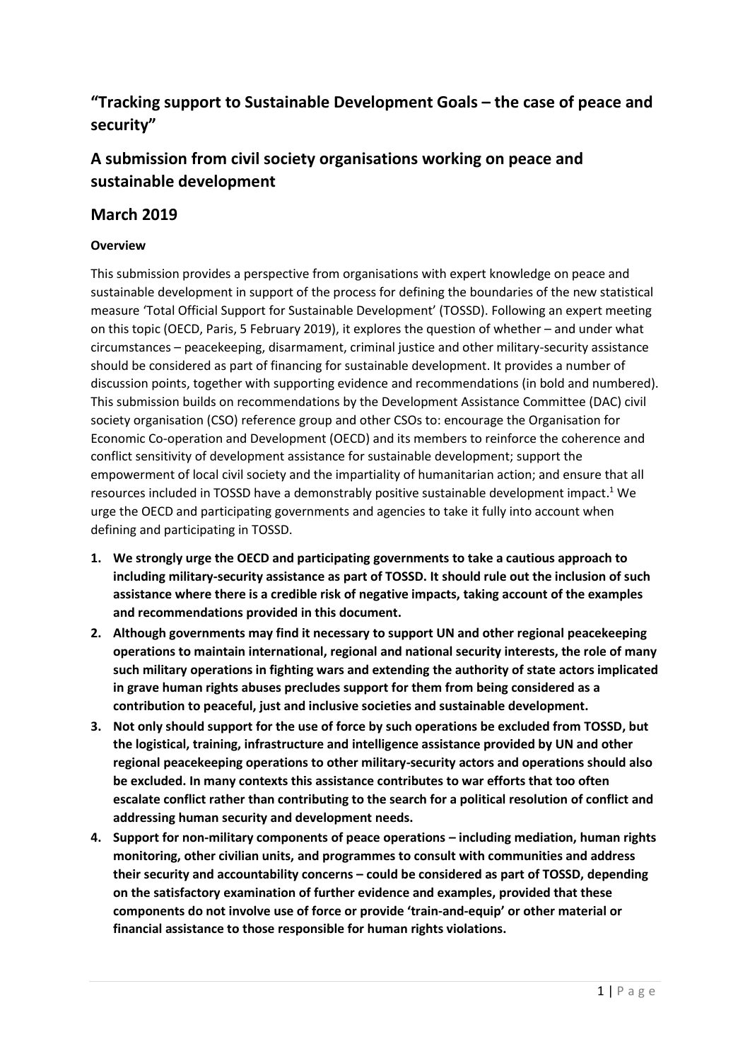## "Tracking support to Sustainable Development Goals – the case of peace and security"

## A submission from civil society organisations working on peace and sustainable development

## March 2019

**Overview**

This submission provides a perspective from organisations with expert knowledge on peace and sustainable development in support of the process for defining the boundaries of the new statistical measure 'Total Official Support for Sustainable Development' (TOSSD). Following an expert meeting on this topic (OECD, Paris, 5 February 2019), it explores the question of whether – and under what circumstances – peacekeeping, disarmament, criminal justice and other military-security assistance should be considered as part of financing for sustainable development. It provides a number of discussion points, together with supporting evidence and recommendations (in bold and numbered). This submission builds on recommendations by the Development Assistance Committee (DAC) civil society organisation (CSO) reference group and other CSOs to: encourage the Organisation for Economic Co-operation and Development (OECD) and its members to reinforce the coherence and conflict sensitivity of development assistance for sustainable development; support the empowerment of local civil society and the impartiality of humanitarian action; and ensure that all resources included in TOSSD have a demonstrably positive sustainable development impact.[1] We urge the OECD and participating governments and agencies to take it fully into account when defining and participating in TOSSD.

1. **We strongly urge the OECD and participating governments to take a cautious approach to including military-security assistance as part of TOSSD. It should rule out the inclusion of such assistance where there is a credible risk of negative impacts, taking account of the examples and recommendations provided in this document.**
2. **Although governments may find it necessary to support UN and other regional peacekeeping operations to maintain international, regional and national security interests, the role of many such military operations in fighting wars and extending the authority of state actors implicated in grave human rights abuses precludes support for them from being considered as a contribution to peaceful, just and inclusive societies and sustainable development.**
3. **Not only should support for the use of force by such operations be excluded from TOSSD, but the logistical, training, infrastructure and intelligence assistance provided by UN and other regional peacekeeping operations to other military-security actors and operations should also be excluded. In many contexts this assistance contributes to war efforts that too often escalate conflict rather than contributing to the search for a political resolution of conflict and addressing human security and development needs.**
4. **Support for non-military components of peace operations – including mediation, human rights monitoring, other civilian units, and programmes to consult with communities and address their security and accountability concerns – could be considered as part of TOSSD, depending on the satisfactory examination of further evidence and examples, provided that these components do not involve use of force or provide 'train-and-equip' or other material or financial assistance to those responsible for human rights violations.**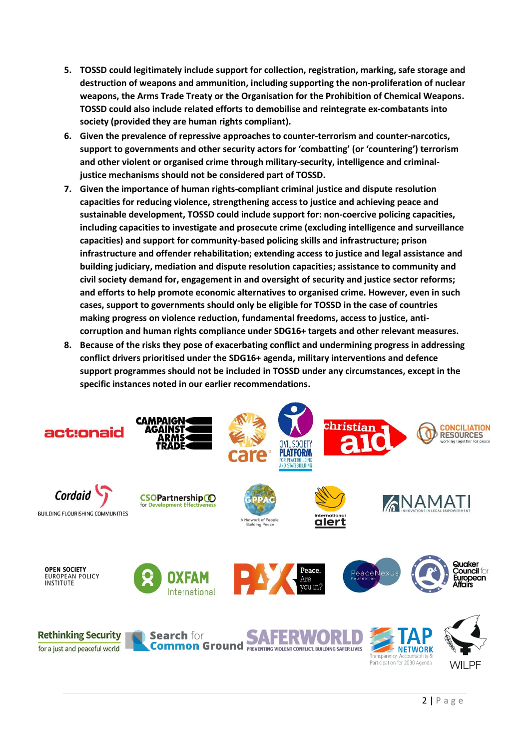5. **TOSSD could legitimately include support for collection, registration, marking, safe storage and destruction of weapons and ammunition, including supporting the non-proliferation of nuclear weapons, the Arms Trade Treaty or the Organisation for the Prohibition of Chemical Weapons. TOSSD could also include related efforts to demobilise and reintegrate ex-combatants into society (provided they are human rights compliant).**
6. **Given the prevalence of repressive approaches to counter-terrorism and counter-narcotics, support to governments and other security actors for 'combatting' (or 'countering') terrorism and other violent or organised crime through military-security, intelligence and criminal-justice mechanisms should not be considered part of TOSSD.**
7. **Given the importance of human rights-compliant criminal justice and dispute resolution capacities for reducing violence, strengthening access to justice and achieving peace and sustainable development, TOSSD could include support for: non-coercive policing capacities, including capacities to investigate and prosecute crime (excluding intelligence and surveillance capacities) and support for community-based policing skills and infrastructure; prison infrastructure and offender rehabilitation; extending access to justice and legal assistance and building judiciary, mediation and dispute resolution capacities; assistance to community and civil society demand for, engagement in and oversight of security and justice sector reforms; and efforts to help promote economic alternatives to organised crime. However, even in such cases, support to governments should only be eligible for TOSSD in the case of countries making progress on violence reduction, fundamental freedoms, access to justice, anti-corruption and human rights compliance under SDG16+ targets and other relevant measures.**
8. **Because of the risks they pose of exacerbating conflict and undermining progress in addressing conflict drivers prioritised under the SDG16+ agenda, military interventions and defence support programmes should not be included in TOSSD under any circumstances, except in the specific instances noted in our earlier recommendations.**

actionaid | Campaign Against Arms Trade | care | Civil Society Platform for Peacebuilding and Statebuilding | christian aid | Conciliation Resources

Cordaid | CSO Partnership for Development Effectiveness | GPPAC | International Alert | Namati

Open Society European Policy Institute | Oxfam International | PAX | PeaceNexus Foundation | Quaker Council for European Affairs

Rethinking Security | Search for Common Ground | Saferworld | TAP Network | WILPF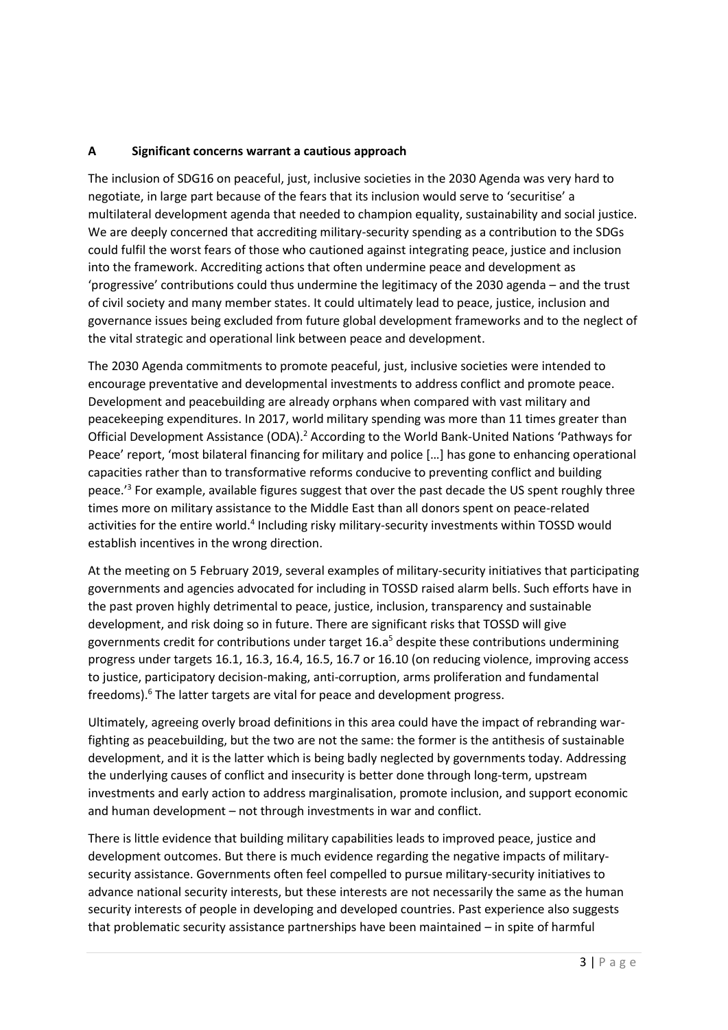## A Significant concerns warrant a cautious approach

The inclusion of SDG16 on peaceful, just, inclusive societies in the 2030 Agenda was very hard to negotiate, in large part because of the fears that its inclusion would serve to 'securitise' a multilateral development agenda that needed to champion equality, sustainability and social justice. We are deeply concerned that accrediting military-security spending as a contribution to the SDGs could fulfil the worst fears of those who cautioned against integrating peace, justice and inclusion into the framework. Accrediting actions that often undermine peace and development as 'progressive' contributions could thus undermine the legitimacy of the 2030 agenda – and the trust of civil society and many member states. It could ultimately lead to peace, justice, inclusion and governance issues being excluded from future global development frameworks and to the neglect of the vital strategic and operational link between peace and development.

The 2030 Agenda commitments to promote peaceful, just, inclusive societies were intended to encourage preventative and developmental investments to address conflict and promote peace. Development and peacebuilding are already orphans when compared with vast military and peacekeeping expenditures. In 2017, world military spending was more than 11 times greater than Official Development Assistance (ODA).[2] According to the World Bank-United Nations 'Pathways for Peace' report, 'most bilateral financing for military and police […] has gone to enhancing operational capacities rather than to transformative reforms conducive to preventing conflict and building peace.'[3] For example, available figures suggest that over the past decade the US spent roughly three times more on military assistance to the Middle East than all donors spent on peace-related activities for the entire world.[4] Including risky military-security investments within TOSSD would establish incentives in the wrong direction.

At the meeting on 5 February 2019, several examples of military-security initiatives that participating governments and agencies advocated for including in TOSSD raised alarm bells. Such efforts have in the past proven highly detrimental to peace, justice, inclusion, transparency and sustainable development, and risk doing so in future. There are significant risks that TOSSD will give governments credit for contributions under target 16.a[5] despite these contributions undermining progress under targets 16.1, 16.3, 16.4, 16.5, 16.7 or 16.10 (on reducing violence, improving access to justice, participatory decision-making, anti-corruption, arms proliferation and fundamental freedoms).[6] The latter targets are vital for peace and development progress.

Ultimately, agreeing overly broad definitions in this area could have the impact of rebranding war-fighting as peacebuilding, but the two are not the same: the former is the antithesis of sustainable development, and it is the latter which is being badly neglected by governments today. Addressing the underlying causes of conflict and insecurity is better done through long-term, upstream investments and early action to address marginalisation, promote inclusion, and support economic and human development – not through investments in war and conflict.

There is little evidence that building military capabilities leads to improved peace, justice and development outcomes. But there is much evidence regarding the negative impacts of military-security assistance. Governments often feel compelled to pursue military-security initiatives to advance national security interests, but these interests are not necessarily the same as the human security interests of people in developing and developed countries. Past experience also suggests that problematic security assistance partnerships have been maintained – in spite of harmful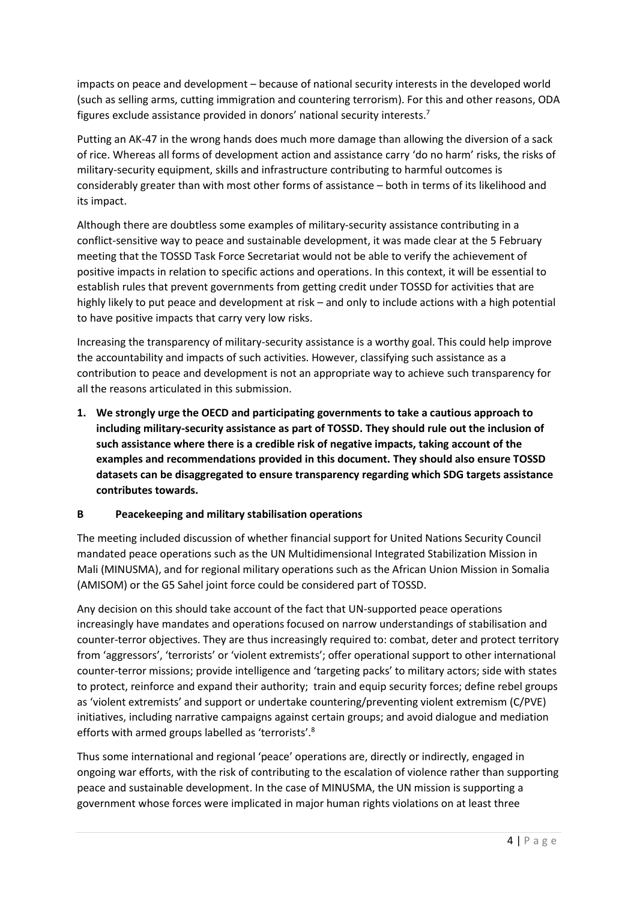impacts on peace and development – because of national security interests in the developed world (such as selling arms, cutting immigration and countering terrorism). For this and other reasons, ODA figures exclude assistance provided in donors' national security interests.[7]

Putting an AK-47 in the wrong hands does much more damage than allowing the diversion of a sack of rice. Whereas all forms of development action and assistance carry 'do no harm' risks, the risks of military-security equipment, skills and infrastructure contributing to harmful outcomes is considerably greater than with most other forms of assistance – both in terms of its likelihood and its impact.

Although there are doubtless some examples of military-security assistance contributing in a conflict-sensitive way to peace and sustainable development, it was made clear at the 5 February meeting that the TOSSD Task Force Secretariat would not be able to verify the achievement of positive impacts in relation to specific actions and operations. In this context, it will be essential to establish rules that prevent governments from getting credit under TOSSD for activities that are highly likely to put peace and development at risk – and only to include actions with a high potential to have positive impacts that carry very low risks.

Increasing the transparency of military-security assistance is a worthy goal. This could help improve the accountability and impacts of such activities. However, classifying such assistance as a contribution to peace and development is not an appropriate way to achieve such transparency for all the reasons articulated in this submission.

1. **We strongly urge the OECD and participating governments to take a cautious approach to including military-security assistance as part of TOSSD. They should rule out the inclusion of such assistance where there is a credible risk of negative impacts, taking account of the examples and recommendations provided in this document. They should also ensure TOSSD datasets can be disaggregated to ensure transparency regarding which SDG targets assistance contributes towards.**

### B Peacekeeping and military stabilisation operations

The meeting included discussion of whether financial support for United Nations Security Council mandated peace operations such as the UN Multidimensional Integrated Stabilization Mission in Mali (MINUSMA), and for regional military operations such as the African Union Mission in Somalia (AMISOM) or the G5 Sahel joint force could be considered part of TOSSD.

Any decision on this should take account of the fact that UN-supported peace operations increasingly have mandates and operations focused on narrow understandings of stabilisation and counter-terror objectives. They are thus increasingly required to: combat, deter and protect territory from 'aggressors', 'terrorists' or 'violent extremists'; offer operational support to other international counter-terror missions; provide intelligence and 'targeting packs' to military actors; side with states to protect, reinforce and expand their authority; train and equip security forces; define rebel groups as 'violent extremists' and support or undertake countering/preventing violent extremism (C/PVE) initiatives, including narrative campaigns against certain groups; and avoid dialogue and mediation efforts with armed groups labelled as 'terrorists'.[8]

Thus some international and regional 'peace' operations are, directly or indirectly, engaged in ongoing war efforts, with the risk of contributing to the escalation of violence rather than supporting peace and sustainable development. In the case of MINUSMA, the UN mission is supporting a government whose forces were implicated in major human rights violations on at least three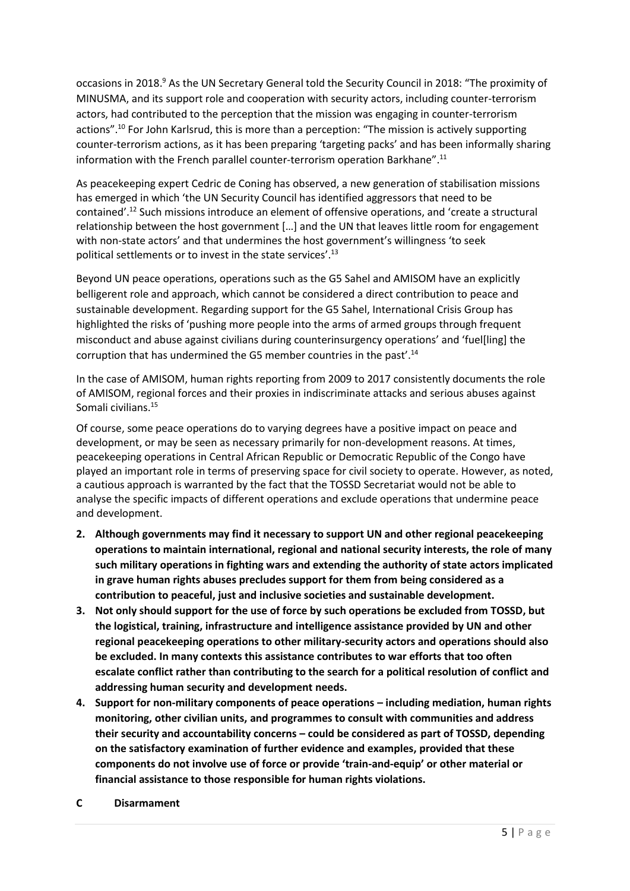occasions in 2018.[9] As the UN Secretary General told the Security Council in 2018: "The proximity of MINUSMA, and its support role and cooperation with security actors, including counter-terrorism actors, had contributed to the perception that the mission was engaging in counter-terrorism actions".[10] For John Karlsrud, this is more than a perception: "The mission is actively supporting counter-terrorism actions, as it has been preparing 'targeting packs' and has been informally sharing information with the French parallel counter-terrorism operation Barkhane".[11]

As peacekeeping expert Cedric de Coning has observed, a new generation of stabilisation missions has emerged in which 'the UN Security Council has identified aggressors that need to be contained'.[12] Such missions introduce an element of offensive operations, and 'create a structural relationship between the host government […] and the UN that leaves little room for engagement with non-state actors' and that undermines the host government's willingness 'to seek political settlements or to invest in the state services'.[13]

Beyond UN peace operations, operations such as the G5 Sahel and AMISOM have an explicitly belligerent role and approach, which cannot be considered a direct contribution to peace and sustainable development. Regarding support for the G5 Sahel, International Crisis Group has highlighted the risks of 'pushing more people into the arms of armed groups through frequent misconduct and abuse against civilians during counterinsurgency operations' and 'fuel[ling] the corruption that has undermined the G5 member countries in the past'.[14]

In the case of AMISOM, human rights reporting from 2009 to 2017 consistently documents the role of AMISOM, regional forces and their proxies in indiscriminate attacks and serious abuses against Somali civilians.[15]

Of course, some peace operations do to varying degrees have a positive impact on peace and development, or may be seen as necessary primarily for non-development reasons. At times, peacekeeping operations in Central African Republic or Democratic Republic of the Congo have played an important role in terms of preserving space for civil society to operate. However, as noted, a cautious approach is warranted by the fact that the TOSSD Secretariat would not be able to analyse the specific impacts of different operations and exclude operations that undermine peace and development.

2. **Although governments may find it necessary to support UN and other regional peacekeeping operations to maintain international, regional and national security interests, the role of many such military operations in fighting wars and extending the authority of state actors implicated in grave human rights abuses precludes support for them from being considered as a contribution to peaceful, just and inclusive societies and sustainable development.**
3. **Not only should support for the use of force by such operations be excluded from TOSSD, but the logistical, training, infrastructure and intelligence assistance provided by UN and other regional peacekeeping operations to other military-security actors and operations should also be excluded. In many contexts this assistance contributes to war efforts that too often escalate conflict rather than contributing to the search for a political resolution of conflict and addressing human security and development needs.**
4. **Support for non-military components of peace operations – including mediation, human rights monitoring, other civilian units, and programmes to consult with communities and address their security and accountability concerns – could be considered as part of TOSSD, depending on the satisfactory examination of further evidence and examples, provided that these components do not involve use of force or provide 'train-and-equip' or other material or financial assistance to those responsible for human rights violations.**

## C Disarmament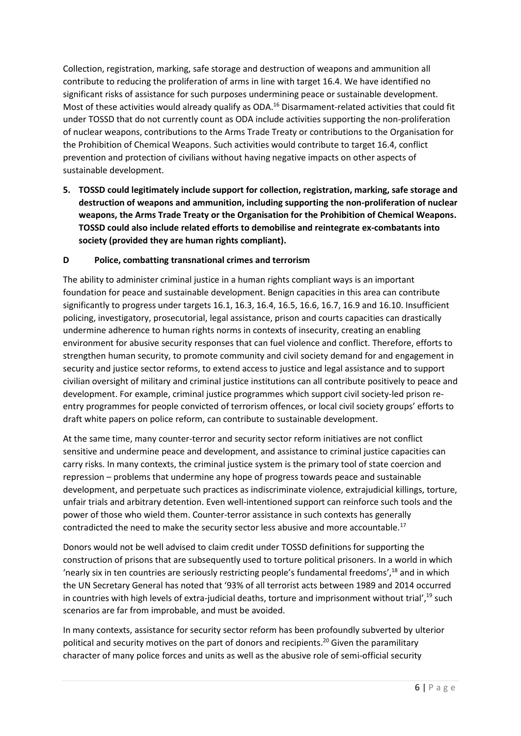Collection, registration, marking, safe storage and destruction of weapons and ammunition all contribute to reducing the proliferation of arms in line with target 16.4. We have identified no significant risks of assistance for such purposes undermining peace or sustainable development. Most of these activities would already qualify as ODA.[16] Disarmament-related activities that could fit under TOSSD that do not currently count as ODA include activities supporting the non-proliferation of nuclear weapons, contributions to the Arms Trade Treaty or contributions to the Organisation for the Prohibition of Chemical Weapons. Such activities would contribute to target 16.4, conflict prevention and protection of civilians without having negative impacts on other aspects of sustainable development.

5. **TOSSD could legitimately include support for collection, registration, marking, safe storage and destruction of weapons and ammunition, including supporting the non-proliferation of nuclear weapons, the Arms Trade Treaty or the Organisation for the Prohibition of Chemical Weapons. TOSSD could also include related efforts to demobilise and reintegrate ex-combatants into society (provided they are human rights compliant).**

### D Police, combatting transnational crimes and terrorism

The ability to administer criminal justice in a human rights compliant ways is an important foundation for peace and sustainable development. Benign capacities in this area can contribute significantly to progress under targets 16.1, 16.3, 16.4, 16.5, 16.6, 16.7, 16.9 and 16.10. Insufficient policing, investigatory, prosecutorial, legal assistance, prison and courts capacities can drastically undermine adherence to human rights norms in contexts of insecurity, creating an enabling environment for abusive security responses that can fuel violence and conflict. Therefore, efforts to strengthen human security, to promote community and civil society demand for and engagement in security and justice sector reforms, to extend access to justice and legal assistance and to support civilian oversight of military and criminal justice institutions can all contribute positively to peace and development. For example, criminal justice programmes which support civil society-led prison re-entry programmes for people convicted of terrorism offences, or local civil society groups' efforts to draft white papers on police reform, can contribute to sustainable development.

At the same time, many counter-terror and security sector reform initiatives are not conflict sensitive and undermine peace and development, and assistance to criminal justice capacities can carry risks. In many contexts, the criminal justice system is the primary tool of state coercion and repression – problems that undermine any hope of progress towards peace and sustainable development, and perpetuate such practices as indiscriminate violence, extrajudicial killings, torture, unfair trials and arbitrary detention. Even well-intentioned support can reinforce such tools and the power of those who wield them. Counter-terror assistance in such contexts has generally contradicted the need to make the security sector less abusive and more accountable.[17]

Donors would not be well advised to claim credit under TOSSD definitions for supporting the construction of prisons that are subsequently used to torture political prisoners. In a world in which 'nearly six in ten countries are seriously restricting people's fundamental freedoms',[18] and in which the UN Secretary General has noted that '93% of all terrorist acts between 1989 and 2014 occurred in countries with high levels of extra-judicial deaths, torture and imprisonment without trial',[19] such scenarios are far from improbable, and must be avoided.

In many contexts, assistance for security sector reform has been profoundly subverted by ulterior political and security motives on the part of donors and recipients.[20] Given the paramilitary character of many police forces and units as well as the abusive role of semi-official security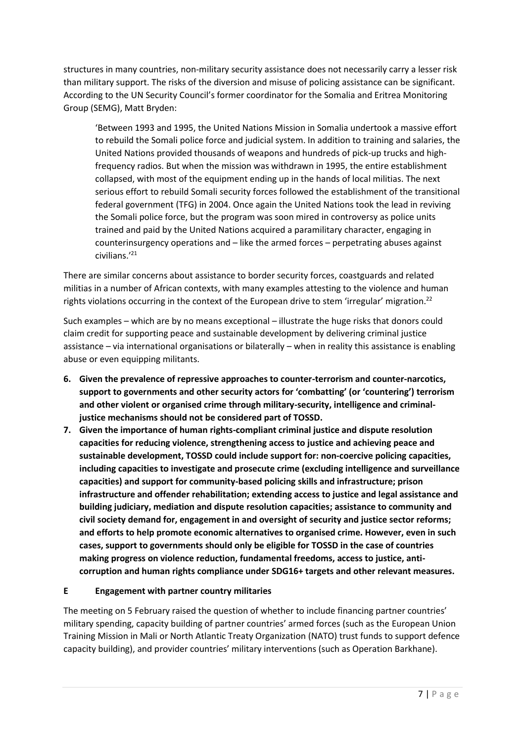structures in many countries, non-military security assistance does not necessarily carry a lesser risk than military support. The risks of the diversion and misuse of policing assistance can be significant. According to the UN Security Council's former coordinator for the Somalia and Eritrea Monitoring Group (SEMG), Matt Bryden:

> 'Between 1993 and 1995, the United Nations Mission in Somalia undertook a massive effort to rebuild the Somali police force and judicial system. In addition to training and salaries, the United Nations provided thousands of weapons and hundreds of pick-up trucks and high-frequency radios. But when the mission was withdrawn in 1995, the entire establishment collapsed, with most of the equipment ending up in the hands of local militias. The next serious effort to rebuild Somali security forces followed the establishment of the transitional federal government (TFG) in 2004. Once again the United Nations took the lead in reviving the Somali police force, but the program was soon mired in controversy as police units trained and paid by the United Nations acquired a paramilitary character, engaging in counterinsurgency operations and – like the armed forces – perpetrating abuses against civilians.'[21]

There are similar concerns about assistance to border security forces, coastguards and related militias in a number of African contexts, with many examples attesting to the violence and human rights violations occurring in the context of the European drive to stem 'irregular' migration.[22]

Such examples – which are by no means exceptional – illustrate the huge risks that donors could claim credit for supporting peace and sustainable development by delivering criminal justice assistance – via international organisations or bilaterally – when in reality this assistance is enabling abuse or even equipping militants.

6. **Given the prevalence of repressive approaches to counter-terrorism and counter-narcotics, support to governments and other security actors for 'combatting' (or 'countering') terrorism and other violent or organised crime through military-security, intelligence and criminal-justice mechanisms should not be considered part of TOSSD.**
7. **Given the importance of human rights-compliant criminal justice and dispute resolution capacities for reducing violence, strengthening access to justice and achieving peace and sustainable development, TOSSD could include support for: non-coercive policing capacities, including capacities to investigate and prosecute crime (excluding intelligence and surveillance capacities) and support for community-based policing skills and infrastructure; prison infrastructure and offender rehabilitation; extending access to justice and legal assistance and building judiciary, mediation and dispute resolution capacities; assistance to community and civil society demand for, engagement in and oversight of security and justice sector reforms; and efforts to help promote economic alternatives to organised crime. However, even in such cases, support to governments should only be eligible for TOSSD in the case of countries making progress on violence reduction, fundamental freedoms, access to justice, anti-corruption and human rights compliance under SDG16+ targets and other relevant measures.**

## E Engagement with partner country militaries

The meeting on 5 February raised the question of whether to include financing partner countries' military spending, capacity building of partner countries' armed forces (such as the European Union Training Mission in Mali or North Atlantic Treaty Organization (NATO) trust funds to support defence capacity building), and provider countries' military interventions (such as Operation Barkhane).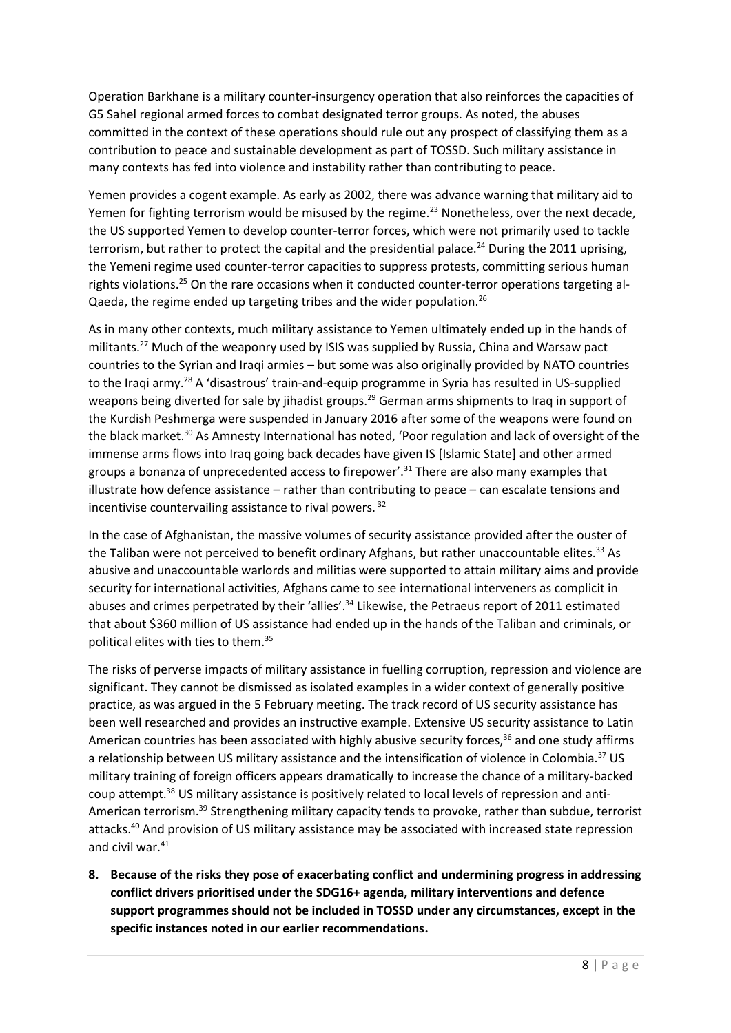Operation Barkhane is a military counter-insurgency operation that also reinforces the capacities of G5 Sahel regional armed forces to combat designated terror groups. As noted, the abuses committed in the context of these operations should rule out any prospect of classifying them as a contribution to peace and sustainable development as part of TOSSD. Such military assistance in many contexts has fed into violence and instability rather than contributing to peace.

Yemen provides a cogent example. As early as 2002, there was advance warning that military aid to Yemen for fighting terrorism would be misused by the regime.[23] Nonetheless, over the next decade, the US supported Yemen to develop counter-terror forces, which were not primarily used to tackle terrorism, but rather to protect the capital and the presidential palace.[24] During the 2011 uprising, the Yemeni regime used counter-terror capacities to suppress protests, committing serious human rights violations.[25] On the rare occasions when it conducted counter-terror operations targeting al-Qaeda, the regime ended up targeting tribes and the wider population.[26]

As in many other contexts, much military assistance to Yemen ultimately ended up in the hands of militants.[27] Much of the weaponry used by ISIS was supplied by Russia, China and Warsaw pact countries to the Syrian and Iraqi armies – but some was also originally provided by NATO countries to the Iraqi army.[28] A 'disastrous' train-and-equip programme in Syria has resulted in US-supplied weapons being diverted for sale by jihadist groups.[29] German arms shipments to Iraq in support of the Kurdish Peshmerga were suspended in January 2016 after some of the weapons were found on the black market.[30] As Amnesty International has noted, 'Poor regulation and lack of oversight of the immense arms flows into Iraq going back decades have given IS [Islamic State] and other armed groups a bonanza of unprecedented access to firepower'.[31] There are also many examples that illustrate how defence assistance – rather than contributing to peace – can escalate tensions and incentivise countervailing assistance to rival powers.[32]

In the case of Afghanistan, the massive volumes of security assistance provided after the ouster of the Taliban were not perceived to benefit ordinary Afghans, but rather unaccountable elites.[33] As abusive and unaccountable warlords and militias were supported to attain military aims and provide security for international activities, Afghans came to see international interveners as complicit in abuses and crimes perpetrated by their 'allies'.[34] Likewise, the Petraeus report of 2011 estimated that about $360 million of US assistance had ended up in the hands of the Taliban and criminals, or political elites with ties to them.[35]

The risks of perverse impacts of military assistance in fuelling corruption, repression and violence are significant. They cannot be dismissed as isolated examples in a wider context of generally positive practice, as was argued in the 5 February meeting. The track record of US security assistance has been well researched and provides an instructive example. Extensive US security assistance to Latin American countries has been associated with highly abusive security forces,[36] and one study affirms a relationship between US military assistance and the intensification of violence in Colombia.[37] US military training of foreign officers appears dramatically to increase the chance of a military-backed coup attempt.[38] US military assistance is positively related to local levels of repression and anti-American terrorism.[39] Strengthening military capacity tends to provoke, rather than subdue, terrorist attacks.[40] And provision of US military assistance may be associated with increased state repression and civil war.[41]

8. **Because of the risks they pose of exacerbating conflict and undermining progress in addressing conflict drivers prioritised under the SDG16+ agenda, military interventions and defence support programmes should not be included in TOSSD under any circumstances, except in the specific instances noted in our earlier recommendations.**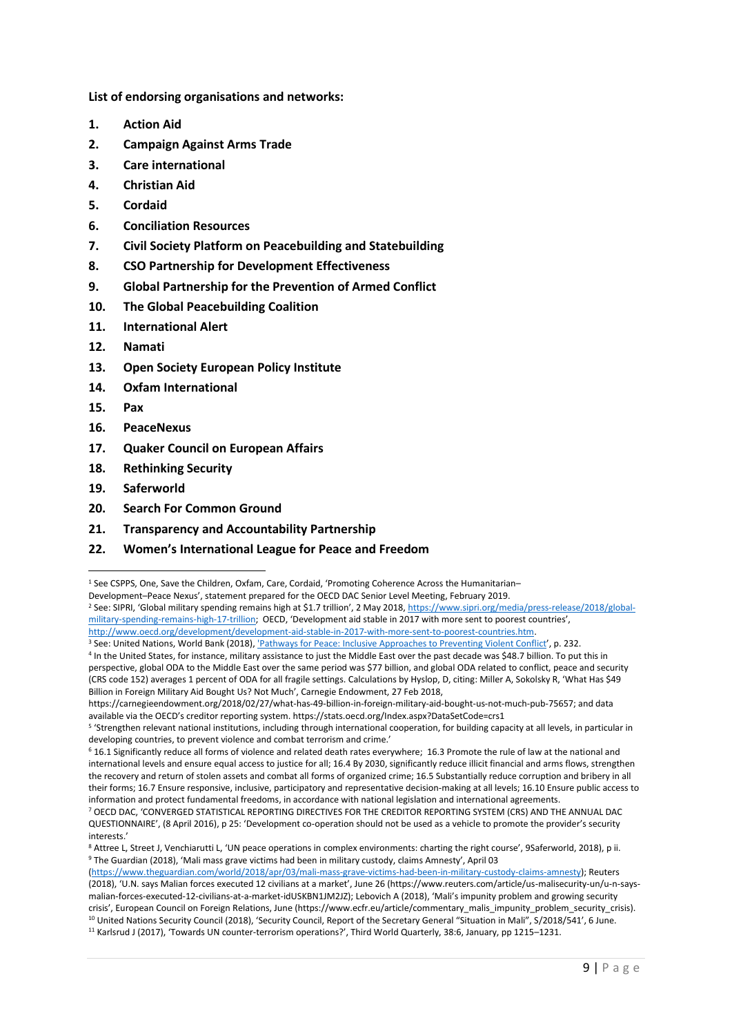**List of endorsing organisations and networks:**

1. **Action Aid**
2. **Campaign Against Arms Trade**
3. **Care international**
4. **Christian Aid**
5. **Cordaid**
6. **Conciliation Resources**
7. **Civil Society Platform on Peacebuilding and Statebuilding**
8. **CSO Partnership for Development Effectiveness**
9. **Global Partnership for the Prevention of Armed Conflict**
10. **The Global Peacebuilding Coalition**
11. **International Alert**
12. **Namati**
13. **Open Society European Policy Institute**
14. **Oxfam International**
15. **Pax**
16. **PeaceNexus**
17. **Quaker Council on European Affairs**
18. **Rethinking Security**
19. **Saferworld**
20. **Search For Common Ground**
21. **Transparency and Accountability Partnership**
22. **Women's International League for Peace and Freedom**

---

[1] See CSPPS, One, Save the Children, Oxfam, Care, Cordaid, 'Promoting Coherence Across the Humanitarian–Development–Peace Nexus', statement prepared for the OECD DAC Senior Level Meeting, February 2019.

[2] See: SIPRI, 'Global military spending remains high at $1.7 trillion', 2 May 2018, https://www.sipri.org/media/press-release/2018/global-military-spending-remains-high-17-trillion; OECD, 'Development aid stable in 2017 with more sent to poorest countries', http://www.oecd.org/development/development-aid-stable-in-2017-with-more-sent-to-poorest-countries.htm.

[3] See: United Nations, World Bank (2018), 'Pathways for Peace: Inclusive Approaches to Preventing Violent Conflict', p. 232.

[4] In the United States, for instance, military assistance to just the Middle East over the past decade was $48.7 billion. To put this in perspective, global ODA to the Middle East over the same period was $77 billion, and global ODA related to conflict, peace and security (CRS code 152) averages 1 percent of ODA for all fragile settings. Calculations by Hyslop, D, citing: Miller A, Sokolsky R, 'What Has $49 Billion in Foreign Military Aid Bought Us? Not Much', Carnegie Endowment, 27 Feb 2018, https://carnegieendowment.org/2018/02/27/what-has-49-billion-in-foreign-military-aid-bought-us-not-much-pub-75657; and data available via the OECD's creditor reporting system. https://stats.oecd.org/Index.aspx?DataSetCode=crs1

[5] 'Strengthen relevant national institutions, including through international cooperation, for building capacity at all levels, in particular in developing countries, to prevent violence and combat terrorism and crime.'

[6] 16.1 Significantly reduce all forms of violence and related death rates everywhere; 16.3 Promote the rule of law at the national and international levels and ensure equal access to justice for all; 16.4 By 2030, significantly reduce illicit financial and arms flows, strengthen the recovery and return of stolen assets and combat all forms of organized crime; 16.5 Substantially reduce corruption and bribery in all their forms; 16.7 Ensure responsive, inclusive, participatory and representative decision-making at all levels; 16.10 Ensure public access to information and protect fundamental freedoms, in accordance with national legislation and international agreements.

[7] OECD DAC, 'CONVERGED STATISTICAL REPORTING DIRECTIVES FOR THE CREDITOR REPORTING SYSTEM (CRS) AND THE ANNUAL DAC QUESTIONNAIRE', (8 April 2016), p 25: 'Development co-operation should not be used as a vehicle to promote the provider's security interests.'

[8] Attree L, Street J, Venchiarutti L, 'UN peace operations in complex environments: charting the right course', 9Saferworld, 2018), p ii.

[9] The Guardian (2018), 'Mali mass grave victims had been in military custody, claims Amnesty', April 03 (https://www.theguardian.com/world/2018/apr/03/mali-mass-grave-victims-had-been-in-military-custody-claims-amnesty); Reuters (2018), 'U.N. says Malian forces executed 12 civilians at a market', June 26 (https://www.reuters.com/article/us-malisecurity-un/u-n-says-malian-forces-executed-12-civilians-at-a-market-idUSKBN1JM2JZ); Lebovich A (2018), 'Mali's impunity problem and growing security crisis', European Council on Foreign Relations, June (https://www.ecfr.eu/article/commentary_malis_impunity_problem_security_crisis).

[10] United Nations Security Council (2018), 'Security Council, Report of the Secretary General "Situation in Mali", S/2018/541', 6 June.

[11] Karlsrud J (2017), 'Towards UN counter-terrorism operations?', Third World Quarterly, 38:6, January, pp 1215–1231.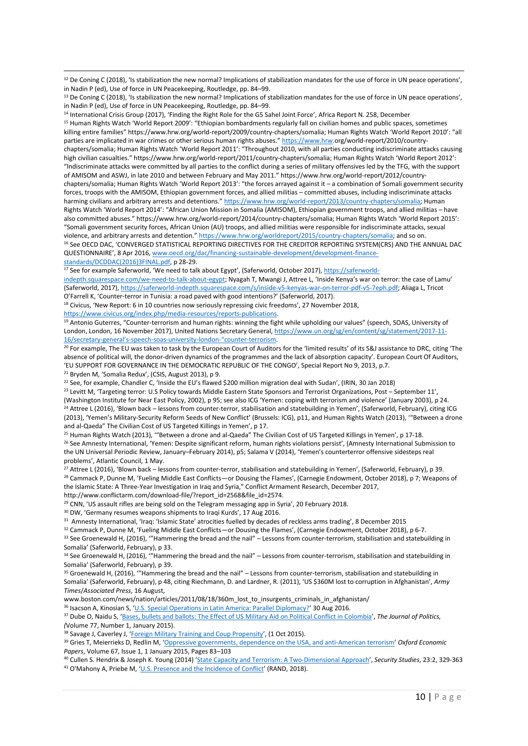[12] De Coning C (2018), 'Is stabilization the new normal? Implications of stabilization mandates for the use of force in UN peace operations', in Nadin P (ed), Use of force in UN Peacekeeping, Routledge, pp. 84–99.

[13] De Coning C (2018), 'Is stabilization the new normal? Implications of stabilization mandates for the use of force in UN peace operations', in Nadin P (ed), Use of force in UN Peacekeeping, Routledge, pp. 84–99.

[14] International Crisis Group (2017), 'Finding the Right Role for the G5 Sahel Joint Force', Africa Report N. 258, December

[15] Human Rights Watch 'World Report 2009': "Ethiopian bombardments regularly fall on civilian homes and public spaces, sometimes killing entire families" https://www.hrw.org/world-report/2009/country-chapters/somalia; Human Rights Watch 'World Report 2010': "all parties are implicated in war crimes or other serious human rights abuses." https://www.hrw.org/world-report/2010/country-chapters/somalia; Human Rights Watch 'World Report 2011': "Throughout 2010, with all parties conducting indiscriminate attacks causing high civilian casualties." https://www.hrw.org/world-report/2011/country-chapters/somalia; Human Rights Watch 'World Report 2012': "Indiscriminate attacks were committed by all parties to the conflict during a series of military offensives led by the TFG, with the support of AMISOM and ASWJ, in late 2010 and between February and May 2011." https://www.hrw.org/world-report/2012/country-chapters/somalia; Human Rights Watch 'World Report 2013': "the forces arrayed against it – a combination of Somali government security forces, troops with the AMISOM, Ethiopian government forces, and allied militias – committed abuses, including indiscriminate attacks harming civilians and arbitrary arrests and detentions." https://www.hrw.org/world-report/2013/country-chapters/somalia; Human Rights Watch 'World Report 2014': "African Union Mission in Somalia (AMISOM), Ethiopian government troops, and allied militias – have also committed abuses." https://www.hrw.org/world-report/2014/country-chapters/somalia; Human Rights Watch 'World Report 2015': "Somali government security forces, African Union (AU) troops, and allied militias were responsible for indiscriminate attacks, sexual violence, and arbitrary arrests and detention." https://www.hrw.org/worldreport/2015/country-chapters/somalia; and so on.

[16] See OECD DAC, 'CONVERGED STATISTICAL REPORTING DIRECTIVES FOR THE CREDITOR REPORTING SYSTEM(CRS) AND THE ANNUAL DAC QUESTIONNAIRE', 8 Apr 2016, www.oecd.org/dac/financing-sustainable-development/development-finance-standards/DCDDAC(2016)3FINAL.pdf, p 28-29.

[17] See for example Saferworld, 'We need to talk about Egypt', (Saferworld, October 2017), https://saferworld-indepth.squarespace.com/we-need-to-talk-about-egypt; Nyagah T, Mwangi J, Attree L, 'Inside Kenya's war on terror: the case of Lamu' (Saferworld, 2017), https://saferworld-indepth.squarespace.com/s/inside-v5-kenyas-war-on-terror-pdf-v5-7eph.pdf; Aliaga L, Tricot O'Farrell K, 'Counter-terror in Tunisia: a road paved with good intentions?' (Saferworld, 2017).

[18] Civicus, 'New Report: 6 in 10 countries now seriously repressing civic freedoms', 27 November 2018, https://www.civicus.org/index.php/media-resources/reports-publications.

[19] Antonio Guterres, "Counter-terrorism and human rights: winning the fight while upholding our values" (speech, SOAS, University of London, London, 16 November 2017), United Nations Secretary General, https://www.un.org/sg/en/content/sg/statement/2017-11-16/secretary-general's-speech-soas-university-london-"counter-terrorism.

[20] For example, The EU was taken to task by the European Court of Auditors for the 'limited results' of its S&J assistance to DRC, citing 'The absence of political will, the donor-driven dynamics of the programmes and the lack of absorption capacity'. European Court Of Auditors, 'EU SUPPORT FOR GOVERNANCE IN THE DEMOCRATIC REPUBLIC OF THE CONGO', Special Report No 9, 2013, p.7.

[21] Bryden M, 'Somalia Redux', (CSIS, August 2013), p 9.

[22] See, for example, Chandler C, 'Inside the EU's flawed $200 million migration deal with Sudan', (IRIN, 30 Jan 2018)

[23] Levitt M, 'Targeting terror: U.S Policy towards Middle Eastern State Sponsors and Terrorist Organizations, Post – September 11', (Washington Institute for Near East Policy, 2002), p 95; see also ICG 'Yemen: coping with terrorism and violence' (January 2003), p 24.

[24] Attree L (2016), 'Blown back – lessons from counter-terror, stabilisation and statebuilding in Yemen', (Saferworld, February), citing ICG (2013), 'Yemen's Military-Security Reform Seeds of New Conflict' (Brussels: ICG), p11, and Human Rights Watch (2013), '"Between a drone and al-Qaeda" The Civilian Cost of US Targeted Killings in Yemen', p 17.

[25] Human Rights Watch (2013), '"Between a drone and al-Qaeda" The Civilian Cost of US Targeted Killings in Yemen', p 17-18.

[26] See Amnesty International, 'Yemen: Despite significant reform, human rights violations persist', (Amnesty International Submission to the UN Universal Periodic Review, January–February 2014), p5; Salama V (2014), 'Yemen's counterterror offensive sidesteps real problems', Atlantic Council, 1 May.

[27] Attree L (2016), 'Blown back – lessons from counter-terror, stabilisation and statebuilding in Yemen', (Saferworld, February), p 39.

[28] Cammack P, Dunne M, 'Fueling Middle East Conflicts—or Dousing the Flames', (Carnegie Endowment, October 2018), p 7; Weapons of the Islamic State: A Three-Year Investigation in Iraq and Syria," Conflict Armament Research, December 2017, http://www.conflictarm.com/download-file/?report_id=2568&file_id=2574.

[29] CNN, 'US assault rifles are being sold on the Telegram messaging app in Syria', 20 February 2018.

[30] DW, 'Germany resumes weapons shipments to Iraqi Kurds', 17 Aug 2016.

[31] Amnesty International, 'Iraq: 'Islamic State' atrocities fuelled by decades of reckless arms trading', 8 December 2015

[32] Cammack P, Dunne M, 'Fueling Middle East Conflicts—or Dousing the Flames', (Carnegie Endowment, October 2018), p 6-7.

[33] See Groenewald H, (2016), '"Hammering the bread and the nail" – Lessons from counter-terrorism, stabilisation and statebuilding in Somalia' (Saferworld, February), p 33.

[34] See Groenewald H, (2016), '"Hammering the bread and the nail" – Lessons from counter-terrorism, stabilisation and statebuilding in Somalia' (Saferworld, February), p 39.

[35] Groenewald H, (2016), '"Hammering the bread and the nail" – Lessons from counter-terrorism, stabilisation and statebuilding in Somalia' (Saferworld, February), p 48, citing Riechmann, D. and Lardner, R. (2011), 'US $360M lost to corruption in Afghanistan', *Army Times*/*Associated Press*, 16 August, www.boston.com/news/nation/articles/2011/08/18/360m_lost_to_insurgents_criminals_in_afghanistan/

[36] Isacson A, Kinosian S, 'U.S. Special Operations in Latin America: Parallel Diplomacy?' 30 Aug 2016.

[37] Dube O, Naidu S, 'Bases, bullets and ballots: The Effect of US Military Aid on Political Conflict in Colombia', *The Journal of Politics, (*Volume 77, Number 1, January 2015).

[38] Savage J, Caverley J, 'Foreign Military Training and Coup Propensity', (1 Oct 2015).

[39] Gries T, Meierrieks D, Redlin M, 'Oppressive governments, dependence on the USA, and anti-American terrorism' *Oxford Economic Papers*, Volume 67, Issue 1, 1 January 2015, Pages 83–103

[40] Cullen S. Hendrix & Joseph K. Young (2014) 'State Capacity and Terrorism: A Two-Dimensional Approach', *Security Studies*, 23:2, 329-363

[41] O'Mahony A, Priebe M, 'U.S. Presence and the Incidence of Conflict' (RAND, 2018).